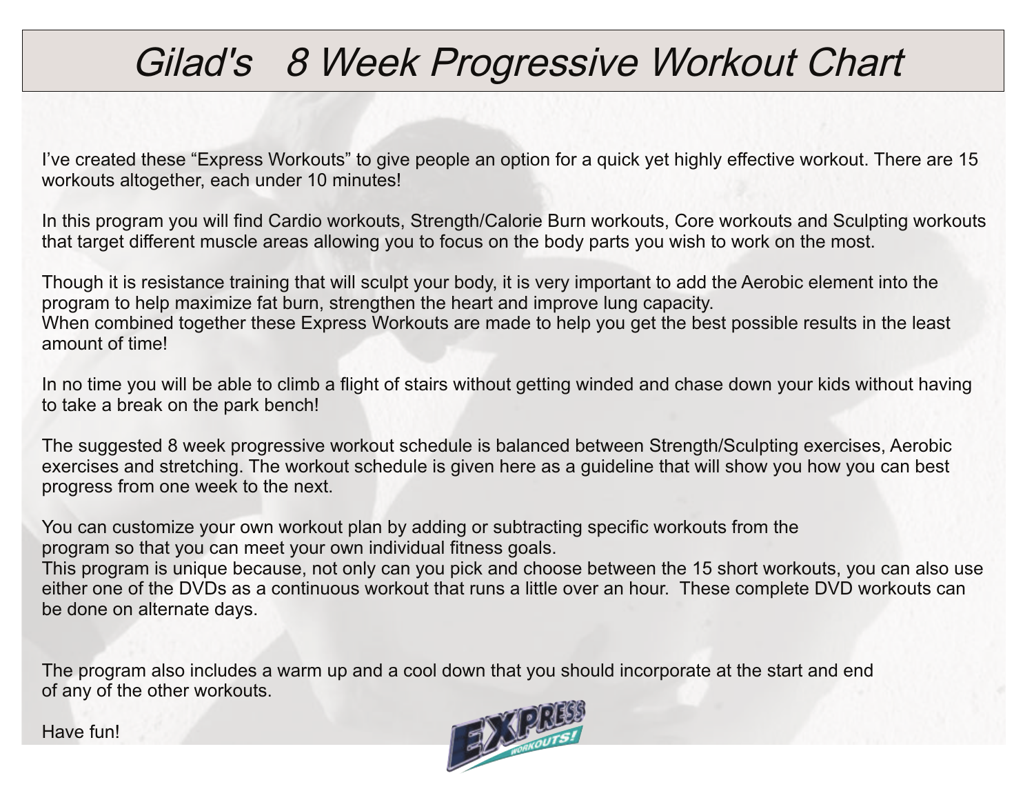# Gilad's 8 Week Progressive Workout Chart

I've created these "Express Workouts" to give people an option for a quick yet highly effective workout. There are 15 workouts altogether, each under 10 minutes!

In this program you will find Cardio workouts, Strength/Calorie Burn workouts, Core workouts and Sculpting workouts that target different muscle areas allowing you to focus on the body parts you wish to work on the most.

Though it is resistance training that will sculpt your body, it is very important to add the Aerobic element into the program to help maximize fat burn, strengthen the heart and improve lung capacity.
When combined together these Express Workouts are made to help you get the best possible results in the least amount of time!

In no time you will be able to climb a flight of stairs without getting winded and chase down your kids without having to take a break on the park bench!

The suggested 8 week progressive workout schedule is balanced between Strength/Sculpting exercises, Aerobic exercises and stretching. The workout schedule is given here as a guideline that will show you how you can best progress from one week to the next.

You can customize your own workout plan by adding or subtracting specific workouts from the program so that you can meet your own individual fitness goals.
This program is unique because, not only can you pick and choose between the 15 short workouts, you can also use either one of the DVDs as a continuous workout that runs a little over an hour. These complete DVD workouts can be done on alternate days.

The program also includes a warm up and a cool down that you should incorporate at the start and end of any of the other workouts.

Have fun!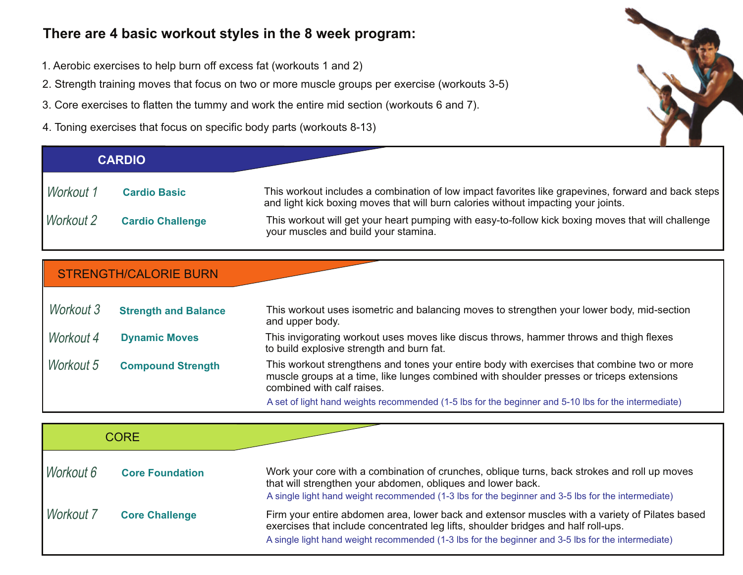## There are 4 basic workout styles in the 8 week program:

1. Aerobic exercises to help burn off excess fat (workouts 1 and 2)
2. Strength training moves that focus on two or more muscle groups per exercise (workouts 3-5)
3. Core exercises to flatten the tummy and work the entire mid section (workouts 6 and 7).
4. Toning exercises that focus on specific body parts (workouts 8-13)

### CARDIO

*Workout 1* **Cardio Basic**

This workout includes a combination of low impact favorites like grapevines, forward and back steps and light kick boxing moves that will burn calories without impacting your joints.

*Workout 2* **Cardio Challenge**

This workout will get your heart pumping with easy-to-follow kick boxing moves that will challenge your muscles and build your stamina.

### STRENGTH/CALORIE BURN

*Workout 3* **Strength and Balance**

This workout uses isometric and balancing moves to strengthen your lower body, mid-section and upper body.

*Workout 4* **Dynamic Moves**

This invigorating workout uses moves like discus throws, hammer throws and thigh flexes to build explosive strength and burn fat.

*Workout 5* **Compound Strength**

This workout strengthens and tones your entire body with exercises that combine two or more muscle groups at a time, like lunges combined with shoulder presses or triceps extensions combined with calf raises.

A set of light hand weights recommended (1-5 lbs for the beginner and 5-10 lbs for the intermediate)

### CORE

*Workout 6* **Core Foundation**

Work your core with a combination of crunches, oblique turns, back strokes and roll up moves that will strengthen your abdomen, obliques and lower back.

A single light hand weight recommended (1-3 lbs for the beginner and 3-5 lbs for the intermediate)

*Workout 7* **Core Challenge**

Firm your entire abdomen area, lower back and extensor muscles with a variety of Pilates based exercises that include concentrated leg lifts, shoulder bridges and half roll-ups.

A single light hand weight recommended (1-3 lbs for the beginner and 3-5 lbs for the intermediate)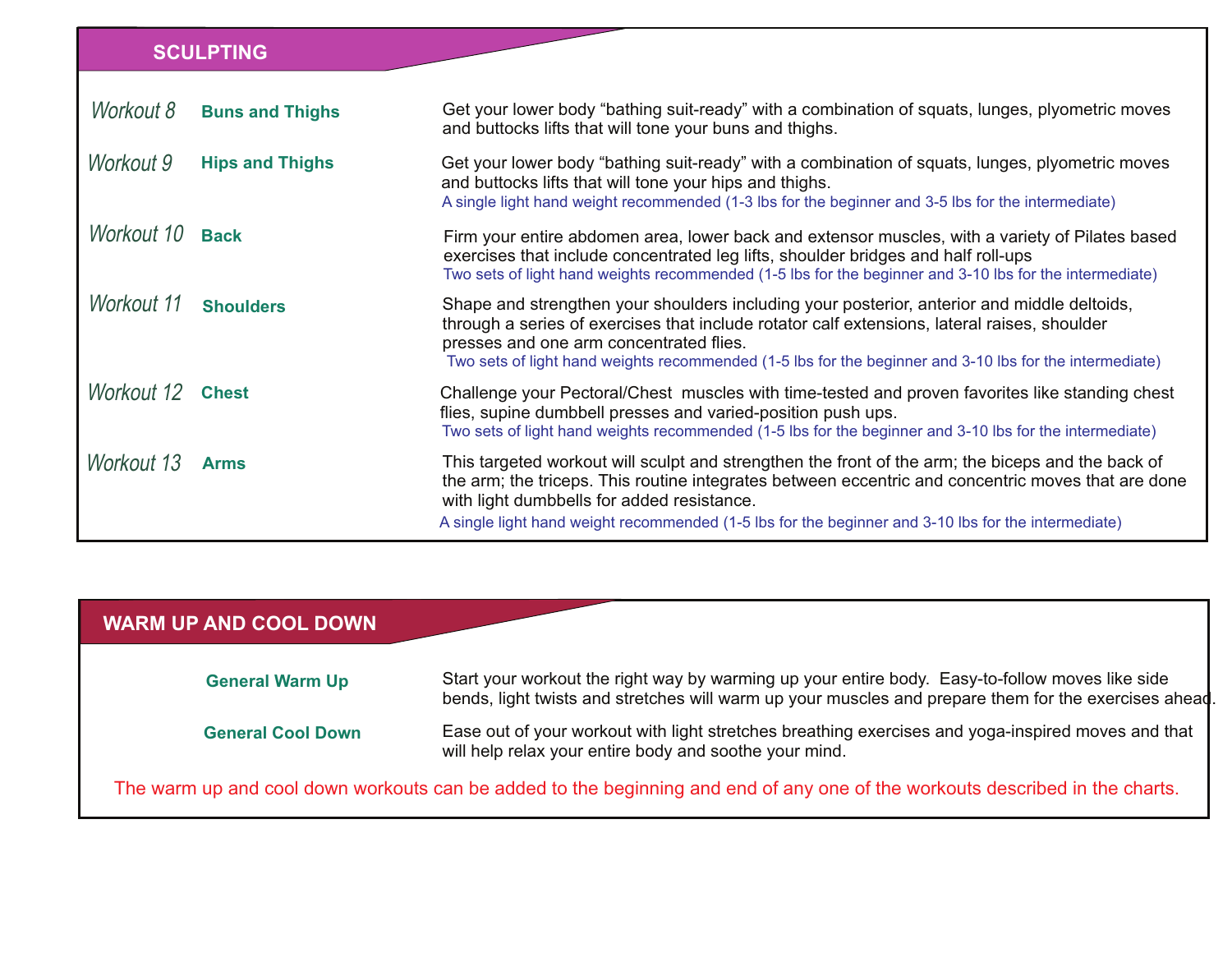## SCULPTING

| | | |
|---|---|---|
| *Workout 8* | **Buns and Thighs** | Get your lower body "bathing suit-ready" with a combination of squats, lunges, plyometric moves and buttocks lifts that will tone your buns and thighs. |
| *Workout 9* | **Hips and Thighs** | Get your lower body "bathing suit-ready" with a combination of squats, lunges, plyometric moves and buttocks lifts that will tone your hips and thighs.<br>A single light hand weight recommended (1-3 lbs for the beginner and 3-5 lbs for the intermediate) |
| *Workout 10* | **Back** | Firm your entire abdomen area, lower back and extensor muscles, with a variety of Pilates based exercises that include concentrated leg lifts, shoulder bridges and half roll-ups<br>Two sets of light hand weights recommended (1-5 lbs for the beginner and 3-10 lbs for the intermediate) |
| *Workout 11* | **Shoulders** | Shape and strengthen your shoulders including your posterior, anterior and middle deltoids, through a series of exercises that include rotator calf extensions, lateral raises, shoulder presses and one arm concentrated flies.<br>Two sets of light hand weights recommended (1-5 lbs for the beginner and 3-10 lbs for the intermediate) |
| *Workout 12* | **Chest** | Challenge your Pectoral/Chest muscles with time-tested and proven favorites like standing chest flies, supine dumbbell presses and varied-position push ups.<br>Two sets of light hand weights recommended (1-5 lbs for the beginner and 3-10 lbs for the intermediate) |
| *Workout 13* | **Arms** | This targeted workout will sculpt and strengthen the front of the arm; the biceps and the back of the arm; the triceps. This routine integrates between eccentric and concentric moves that are done with light dumbbells for added resistance.<br>A single light hand weight recommended (1-5 lbs for the beginner and 3-10 lbs for the intermediate) |

## WARM UP AND COOL DOWN

| | |
|---|---|
| **General Warm Up** | Start your workout the right way by warming up your entire body. Easy-to-follow moves like side bends, light twists and stretches will warm up your muscles and prepare them for the exercises ahead. |
| **General Cool Down** | Ease out of your workout with light stretches breathing exercises and yoga-inspired moves and that will help relax your entire body and soothe your mind. |

The warm up and cool down workouts can be added to the beginning and end of any one of the workouts described in the charts.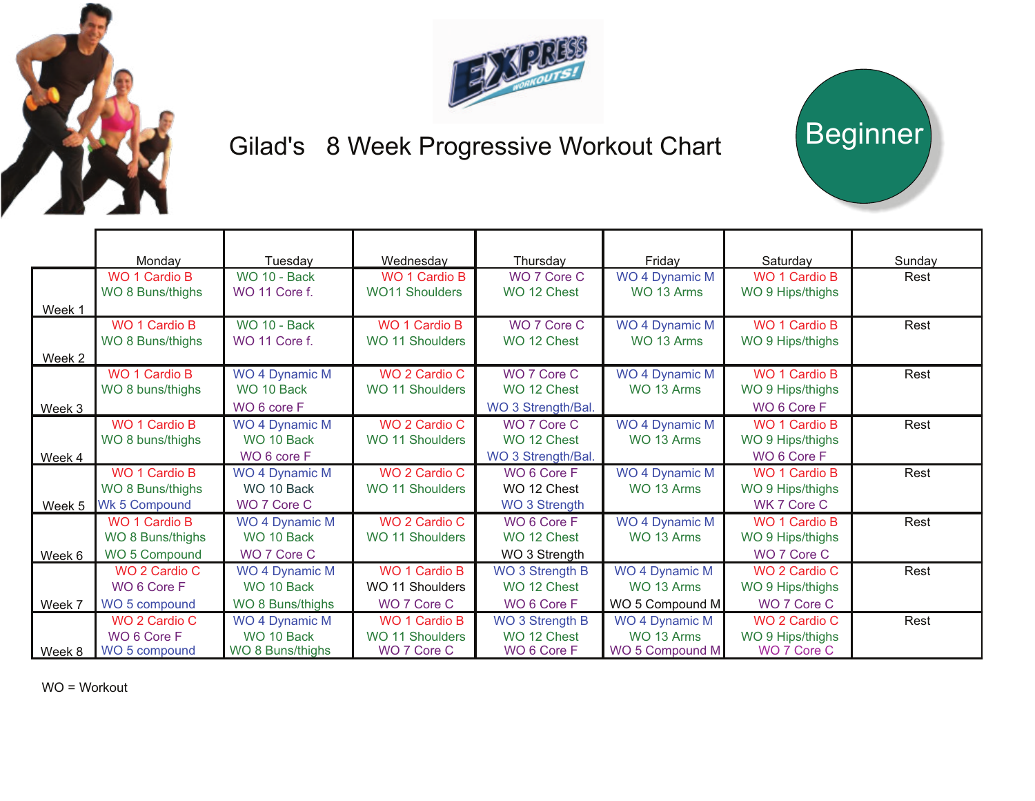# Gilad's 8 Week Progressive Workout Chart

Beginner

| | Monday | Tuesday | Wednesday | Thursday | Friday | Saturday | Sunday |
|---|---|---|---|---|---|---|---|
| Week 1 | WO 1 Cardio B<br>WO 8 Buns/thighs | WO 10 - Back<br>WO 11 Core f. | WO 1 Cardio B<br>WO11 Shoulders | WO 7 Core C<br>WO 12 Chest | WO 4 Dynamic M<br>WO 13 Arms | WO 1 Cardio B<br>WO 9 Hips/thighs | Rest |
| Week 2 | WO 1 Cardio B<br>WO 8 Buns/thighs | WO 10 - Back<br>WO 11 Core f. | WO 1 Cardio B<br>WO 11 Shoulders | WO 7 Core C<br>WO 12 Chest | WO 4 Dynamic M<br>WO 13 Arms | WO 1 Cardio B<br>WO 9 Hips/thighs | Rest |
| Week 3 | WO 1 Cardio B<br>WO 8 buns/thighs | WO 4 Dynamic M<br>WO 10 Back<br>WO 6 core F | WO 2 Cardio C<br>WO 11 Shoulders | WO 7 Core C<br>WO 12 Chest<br>WO 3 Strength/Bal. | WO 4 Dynamic M<br>WO 13 Arms | WO 1 Cardio B<br>WO 9 Hips/thighs<br>WO 6 Core F | Rest |
| Week 4 | WO 1 Cardio B<br>WO 8 buns/thighs | WO 4 Dynamic M<br>WO 10 Back<br>WO 6 core F | WO 2 Cardio C<br>WO 11 Shoulders | WO 7 Core C<br>WO 12 Chest<br>WO 3 Strength/Bal. | WO 4 Dynamic M<br>WO 13 Arms | WO 1 Cardio B<br>WO 9 Hips/thighs<br>WO 6 Core F | Rest |
| Week 5 | WO 1 Cardio B<br>WO 8 Buns/thighs<br>Wk 5 Compound | WO 4 Dynamic M<br>WO 10 Back<br>WO 7 Core C | WO 2 Cardio C<br>WO 11 Shoulders | WO 6 Core F<br>WO 12 Chest<br>WO 3 Strength | WO 4 Dynamic M<br>WO 13 Arms | WO 1 Cardio B<br>WO 9 Hips/thighs<br>WK 7 Core C | Rest |
| Week 6 | WO 1 Cardio B<br>WO 8 Buns/thighs<br>WO 5 Compound | WO 4 Dynamic M<br>WO 10 Back<br>WO 7 Core C | WO 2 Cardio C<br>WO 11 Shoulders | WO 6 Core F<br>WO 12 Chest<br>WO 3 Strength | WO 4 Dynamic M<br>WO 13 Arms | WO 1 Cardio B<br>WO 9 Hips/thighs<br>WO 7 Core C | Rest |
| Week 7 | WO 2 Cardio C<br>WO 6 Core F<br>WO 5 compound | WO 4 Dynamic M<br>WO 10 Back<br>WO 8 Buns/thighs | WO 1 Cardio B<br>WO 11 Shoulders<br>WO 7 Core C | WO 3 Strength B<br>WO 12 Chest<br>WO 6 Core F | WO 4 Dynamic M<br>WO 13 Arms<br>WO 5 Compound M | WO 2 Cardio C<br>WO 9 Hips/thighs<br>WO 7 Core C | Rest |
| Week 8 | WO 2 Cardio C<br>WO 6 Core F<br>WO 5 compound | WO 4 Dynamic M<br>WO 10 Back<br>WO 8 Buns/thighs | WO 1 Cardio B<br>WO 11 Shoulders<br>WO 7 Core C | WO 3 Strength B<br>WO 12 Chest<br>WO 6 Core F | WO 4 Dynamic M<br>WO 13 Arms<br>WO 5 Compound M | WO 2 Cardio C<br>WO 9 Hips/thighs<br>WO 7 Core C | Rest |

WO = Workout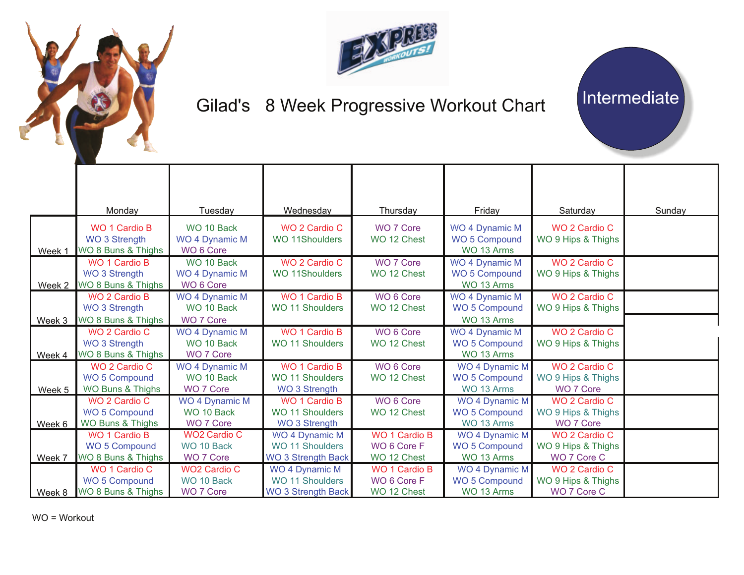# Gilad's 8 Week Progressive Workout Chart

**Intermediate**

| | Monday | Tuesday | Wednesday | Thursday | Friday | Saturday | Sunday |
|---|---|---|---|---|---|---|---|
| Week 1 | WO 1 Cardio B<br>WO 3 Strength<br>WO 8 Buns & Thighs | WO 10 Back<br>WO 4 Dynamic M<br>WO 6 Core | WO 2 Cardio C<br>WO 11Shoulders | WO 7 Core<br>WO 12 Chest | WO 4 Dynamic M<br>WO 5 Compound<br>WO 13 Arms | WO 2 Cardio C<br>WO 9 Hips & Thighs | |
| Week 2 | WO 1 Cardio B<br>WO 3 Strength<br>WO 8 Buns & Thighs | WO 10 Back<br>WO 4 Dynamic M<br>WO 6 Core | WO 2 Cardio C<br>WO 11Shoulders | WO 7 Core<br>WO 12 Chest | WO 4 Dynamic M<br>WO 5 Compound<br>WO 13 Arms | WO 2 Cardio C<br>WO 9 Hips & Thighs | |
| Week 3 | WO 2 Cardio B<br>WO 3 Strength<br>WO 8 Buns & Thighs | WO 4 Dynamic M<br>WO 10 Back<br>WO 7 Core | WO 1 Cardio B<br>WO 11 Shoulders | WO 6 Core<br>WO 12 Chest | WO 4 Dynamic M<br>WO 5 Compound<br>WO 13 Arms | WO 2 Cardio C<br>WO 9 Hips & Thighs | |
| Week 4 | WO 2 Cardio C<br>WO 3 Strength<br>WO 8 Buns & Thighs | WO 4 Dynamic M<br>WO 10 Back<br>WO 7 Core | WO 1 Cardio B<br>WO 11 Shoulders | WO 6 Core<br>WO 12 Chest | WO 4 Dynamic M<br>WO 5 Compound<br>WO 13 Arms | WO 2 Cardio C<br>WO 9 Hips & Thighs | |
| Week 5 | WO 2 Cardio C<br>WO 5 Compound<br>WO Buns & Thighs | WO 4 Dynamic M<br>WO 10 Back<br>WO 7 Core | WO 1 Cardio B<br>WO 11 Shoulders<br>WO 3 Strength | WO 6 Core<br>WO 12 Chest | WO 4 Dynamic M<br>WO 5 Compound<br>WO 13 Arms | WO 2 Cardio C<br>WO 9 Hips & Thighs<br>WO 7 Core | |
| Week 6 | WO 2 Cardio C<br>WO 5 Compound<br>WO Buns & Thighs | WO 4 Dynamic M<br>WO 10 Back<br>WO 7 Core | WO 1 Cardio B<br>WO 11 Shoulders<br>WO 3 Strength | WO 6 Core<br>WO 12 Chest | WO 4 Dynamic M<br>WO 5 Compound<br>WO 13 Arms | WO 2 Cardio C<br>WO 9 Hips & Thighs<br>WO 7 Core | |
| Week 7 | WO 1 Cardio B<br>WO 5 Compound<br>WO 8 Buns & Thighs | WO2 Cardio C<br>WO 10 Back<br>WO 7 Core | WO 4 Dynamic M<br>WO 11 Shoulders<br>WO 3 Strength Back | WO 1 Cardio B<br>WO 6 Core F<br>WO 12 Chest | WO 4 Dynamic M<br>WO 5 Compound<br>WO 13 Arms | WO 2 Cardio C<br>WO 9 Hips & Thighs<br>WO 7 Core C | |
| Week 8 | WO 1 Cardio C<br>WO 5 Compound<br>WO 8 Buns & Thighs | WO2 Cardio C<br>WO 10 Back<br>WO 7 Core | WO 4 Dynamic M<br>WO 11 Shoulders<br>WO 3 Strength Back | WO 1 Cardio B<br>WO 6 Core F<br>WO 12 Chest | WO 4 Dynamic M<br>WO 5 Compound<br>WO 13 Arms | WO 2 Cardio C<br>WO 9 Hips & Thighs<br>WO 7 Core C | |

WO = Workout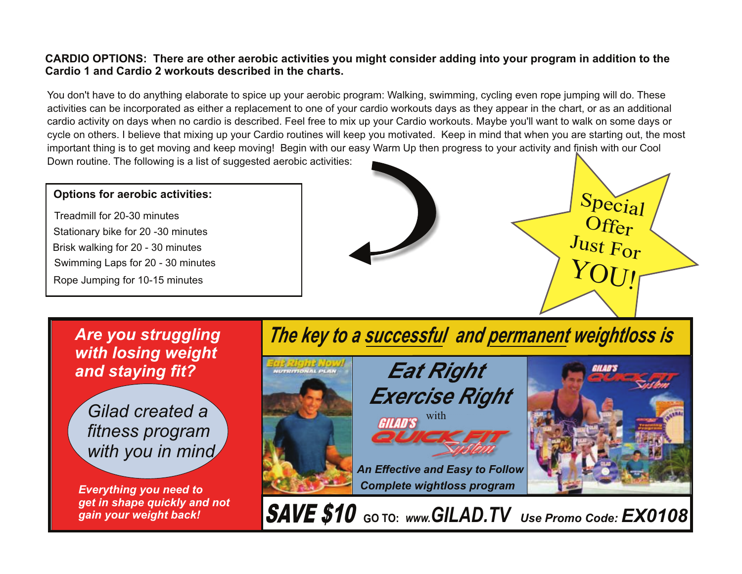**CARDIO OPTIONS: There are other aerobic activities you might consider adding into your program in addition to the Cardio 1 and Cardio 2 workouts described in the charts.**

You don't have to do anything elaborate to spice up your aerobic program: Walking, swimming, cycling even rope jumping will do. These activities can be incorporated as either a replacement to one of your cardio workouts days as they appear in the chart, or as an additional cardio activity on days when no cardio is described. Feel free to mix up your Cardio workouts. Maybe you'll want to walk on some days or cycle on others. I believe that mixing up your Cardio routines will keep you motivated. Keep in mind that when you are starting out, the most important thing is to get moving and keep moving! Begin with our easy Warm Up then progress to your activity and finish with our Cool Down routine. The following is a list of suggested aerobic activities:

**Options for aerobic activities:**

- Treadmill for 20-30 minutes
- Stationary bike for 20 -30 minutes
- Brisk walking for 20 - 30 minutes
- Swimming Laps for 20 - 30 minutes
- Rope Jumping for 10-15 minutes

Special Offer Just For YOU!

***Are you struggling with losing weight and staying fit?***

*Gilad created a fitness program with you in mind*

***Everything you need to get in shape quickly and not gain your weight back!***

***The key to a successful and permanent weightloss is***

Eat Right Now! NUTRITIONAL PLAN

***Eat Right Exercise Right***

with

GILAD'S QUICK FIT System

***An Effective and Easy to Follow Complete wightloss program***

GILAD'S QUICK FIT System

**SAVE $10** GO TO: www.GILAD.TV Use Promo Code: **EX0108**